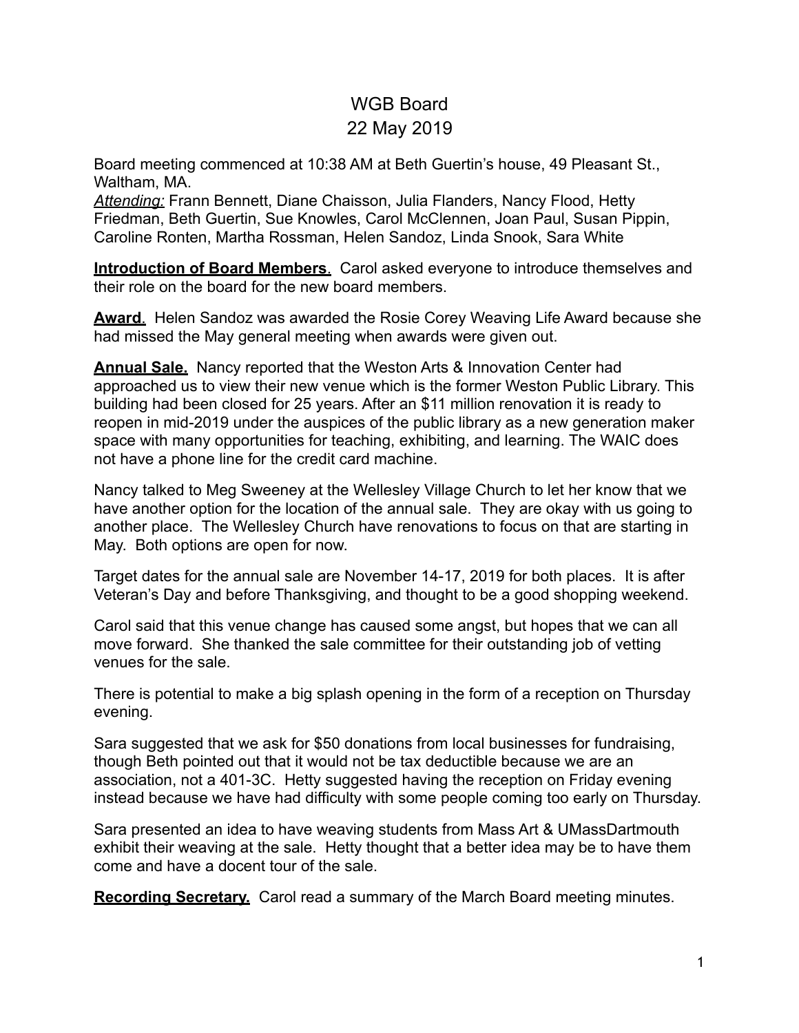# WGB Board
## 22 May 2019

Board meeting commenced at 10:38 AM at Beth Guertin's house, 49 Pleasant St., Waltham, MA.

*Attending:* Frann Bennett, Diane Chaisson, Julia Flanders, Nancy Flood, Hetty Friedman, Beth Guertin, Sue Knowles, Carol McClennen, Joan Paul, Susan Pippin, Caroline Ronten, Martha Rossman, Helen Sandoz, Linda Snook, Sara White

**Introduction of Board Members**. Carol asked everyone to introduce themselves and their role on the board for the new board members.

**Award**. Helen Sandoz was awarded the Rosie Corey Weaving Life Award because she had missed the May general meeting when awards were given out.

**Annual Sale.** Nancy reported that the Weston Arts & Innovation Center had approached us to view their new venue which is the former Weston Public Library. This building had been closed for 25 years. After an $11 million renovation it is ready to reopen in mid-2019 under the auspices of the public library as a new generation maker space with many opportunities for teaching, exhibiting, and learning. The WAIC does not have a phone line for the credit card machine.

Nancy talked to Meg Sweeney at the Wellesley Village Church to let her know that we have another option for the location of the annual sale. They are okay with us going to another place. The Wellesley Church have renovations to focus on that are starting in May. Both options are open for now.

Target dates for the annual sale are November 14-17, 2019 for both places. It is after Veteran's Day and before Thanksgiving, and thought to be a good shopping weekend.

Carol said that this venue change has caused some angst, but hopes that we can all move forward. She thanked the sale committee for their outstanding job of vetting venues for the sale.

There is potential to make a big splash opening in the form of a reception on Thursday evening.

Sara suggested that we ask for $50 donations from local businesses for fundraising, though Beth pointed out that it would not be tax deductible because we are an association, not a 401-3C. Hetty suggested having the reception on Friday evening instead because we have had difficulty with some people coming too early on Thursday.

Sara presented an idea to have weaving students from Mass Art & UMassDartmouth exhibit their weaving at the sale. Hetty thought that a better idea may be to have them come and have a docent tour of the sale.

**Recording Secretary.** Carol read a summary of the March Board meeting minutes.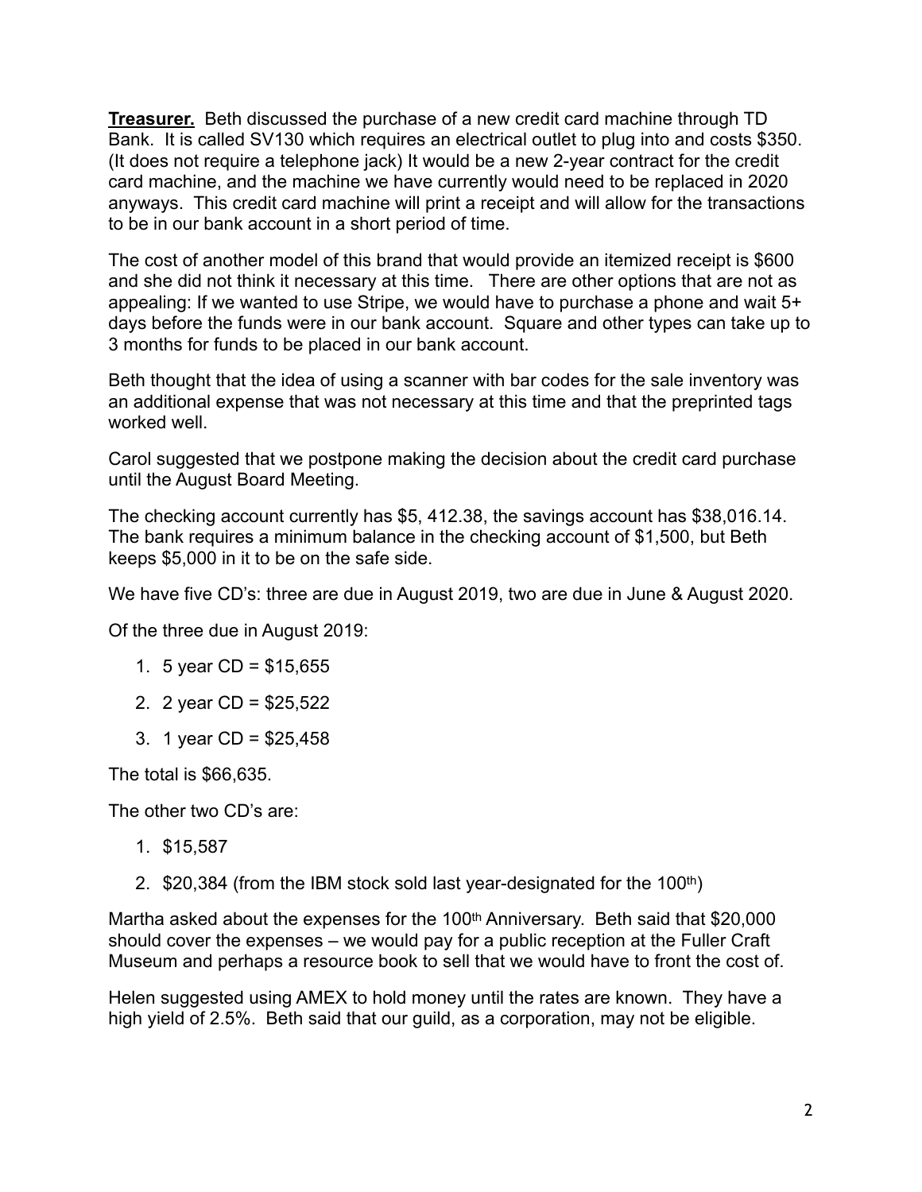**Treasurer.** Beth discussed the purchase of a new credit card machine through TD Bank. It is called SV130 which requires an electrical outlet to plug into and costs $350. (It does not require a telephone jack) It would be a new 2-year contract for the credit card machine, and the machine we have currently would need to be replaced in 2020 anyways. This credit card machine will print a receipt and will allow for the transactions to be in our bank account in a short period of time.

The cost of another model of this brand that would provide an itemized receipt is $600 and she did not think it necessary at this time. There are other options that are not as appealing: If we wanted to use Stripe, we would have to purchase a phone and wait 5+ days before the funds were in our bank account. Square and other types can take up to 3 months for funds to be placed in our bank account.

Beth thought that the idea of using a scanner with bar codes for the sale inventory was an additional expense that was not necessary at this time and that the preprinted tags worked well.

Carol suggested that we postpone making the decision about the credit card purchase until the August Board Meeting.

The checking account currently has $5, 412.38, the savings account has $38,016.14. The bank requires a minimum balance in the checking account of $1,500, but Beth keeps $5,000 in it to be on the safe side.

We have five CD's: three are due in August 2019, two are due in June & August 2020.

Of the three due in August 2019:

1. 5 year CD = $15,655
2. 2 year CD = $25,522
3. 1 year CD = $25,458

The total is $66,635.

The other two CD's are:

1. $15,587
2. $20,384 (from the IBM stock sold last year-designated for the 100th)

Martha asked about the expenses for the 100th Anniversary. Beth said that $20,000 should cover the expenses – we would pay for a public reception at the Fuller Craft Museum and perhaps a resource book to sell that we would have to front the cost of.

Helen suggested using AMEX to hold money until the rates are known. They have a high yield of 2.5%. Beth said that our guild, as a corporation, may not be eligible.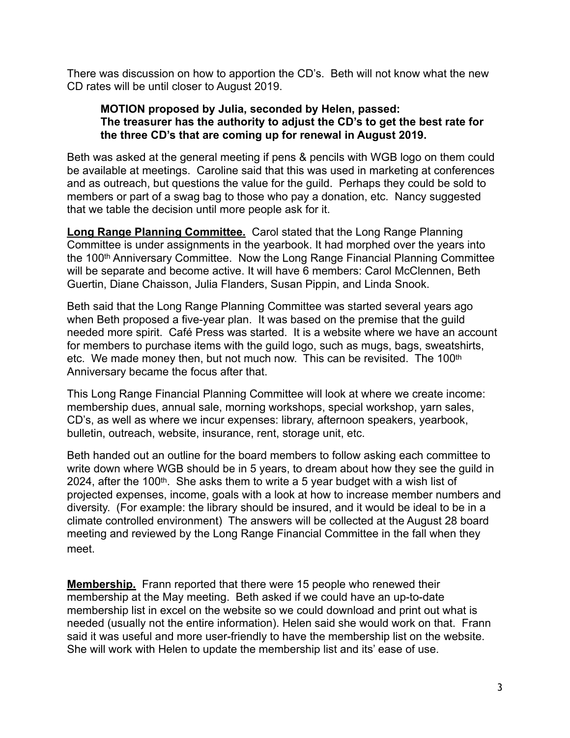There was discussion on how to apportion the CD's. Beth will not know what the new CD rates will be until closer to August 2019.

> **MOTION proposed by Julia, seconded by Helen, passed:**
> **The treasurer has the authority to adjust the CD's to get the best rate for the three CD's that are coming up for renewal in August 2019.**

Beth was asked at the general meeting if pens & pencils with WGB logo on them could be available at meetings. Caroline said that this was used in marketing at conferences and as outreach, but questions the value for the guild. Perhaps they could be sold to members or part of a swag bag to those who pay a donation, etc. Nancy suggested that we table the decision until more people ask for it.

**Long Range Planning Committee.** Carol stated that the Long Range Planning Committee is under assignments in the yearbook. It had morphed over the years into the 100th Anniversary Committee. Now the Long Range Financial Planning Committee will be separate and become active. It will have 6 members: Carol McClennen, Beth Guertin, Diane Chaisson, Julia Flanders, Susan Pippin, and Linda Snook.

Beth said that the Long Range Planning Committee was started several years ago when Beth proposed a five-year plan. It was based on the premise that the guild needed more spirit. Café Press was started. It is a website where we have an account for members to purchase items with the guild logo, such as mugs, bags, sweatshirts, etc. We made money then, but not much now. This can be revisited. The 100th Anniversary became the focus after that.

This Long Range Financial Planning Committee will look at where we create income: membership dues, annual sale, morning workshops, special workshop, yarn sales, CD's, as well as where we incur expenses: library, afternoon speakers, yearbook, bulletin, outreach, website, insurance, rent, storage unit, etc.

Beth handed out an outline for the board members to follow asking each committee to write down where WGB should be in 5 years, to dream about how they see the guild in 2024, after the 100th. She asks them to write a 5 year budget with a wish list of projected expenses, income, goals with a look at how to increase member numbers and diversity. (For example: the library should be insured, and it would be ideal to be in a climate controlled environment) The answers will be collected at the August 28 board meeting and reviewed by the Long Range Financial Committee in the fall when they meet.

**Membership.** Frann reported that there were 15 people who renewed their membership at the May meeting. Beth asked if we could have an up-to-date membership list in excel on the website so we could download and print out what is needed (usually not the entire information). Helen said she would work on that. Frann said it was useful and more user-friendly to have the membership list on the website. She will work with Helen to update the membership list and its' ease of use.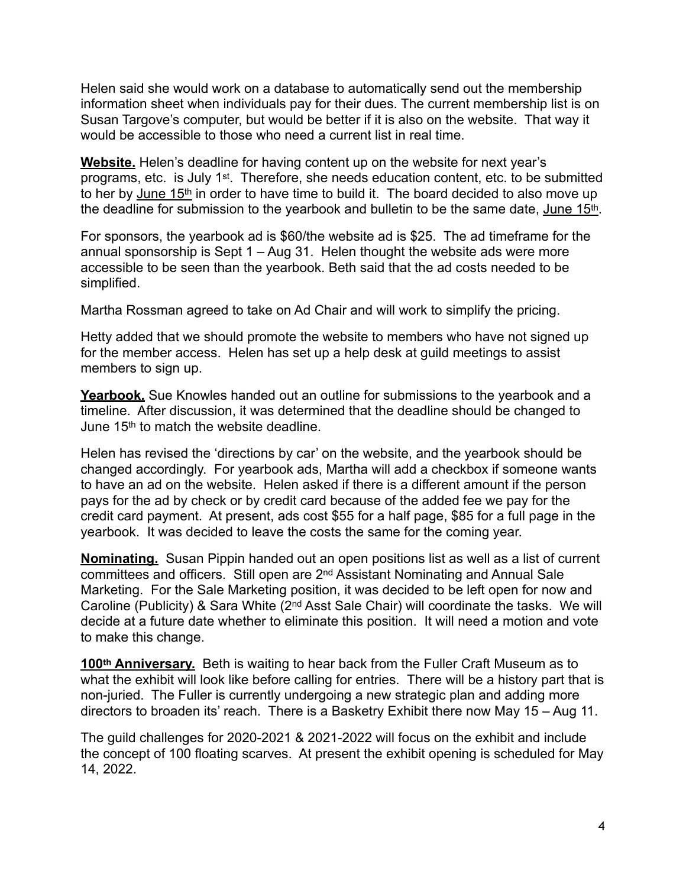Helen said she would work on a database to automatically send out the membership information sheet when individuals pay for their dues. The current membership list is on Susan Targove's computer, but would be better if it is also on the website. That way it would be accessible to those who need a current list in real time.

**Website.** Helen's deadline for having content up on the website for next year's programs, etc. is July 1st. Therefore, she needs education content, etc. to be submitted to her by June 15th in order to have time to build it. The board decided to also move up the deadline for submission to the yearbook and bulletin to be the same date, June 15th.

For sponsors, the yearbook ad is $60/the website ad is $25. The ad timeframe for the annual sponsorship is Sept 1 – Aug 31. Helen thought the website ads were more accessible to be seen than the yearbook. Beth said that the ad costs needed to be simplified.

Martha Rossman agreed to take on Ad Chair and will work to simplify the pricing.

Hetty added that we should promote the website to members who have not signed up for the member access. Helen has set up a help desk at guild meetings to assist members to sign up.

**Yearbook.** Sue Knowles handed out an outline for submissions to the yearbook and a timeline. After discussion, it was determined that the deadline should be changed to June 15th to match the website deadline.

Helen has revised the 'directions by car' on the website, and the yearbook should be changed accordingly. For yearbook ads, Martha will add a checkbox if someone wants to have an ad on the website. Helen asked if there is a different amount if the person pays for the ad by check or by credit card because of the added fee we pay for the credit card payment. At present, ads cost $55 for a half page, $85 for a full page in the yearbook. It was decided to leave the costs the same for the coming year.

**Nominating.** Susan Pippin handed out an open positions list as well as a list of current committees and officers. Still open are 2nd Assistant Nominating and Annual Sale Marketing. For the Sale Marketing position, it was decided to be left open for now and Caroline (Publicity) & Sara White (2nd Asst Sale Chair) will coordinate the tasks. We will decide at a future date whether to eliminate this position. It will need a motion and vote to make this change.

**100th Anniversary.** Beth is waiting to hear back from the Fuller Craft Museum as to what the exhibit will look like before calling for entries. There will be a history part that is non-juried. The Fuller is currently undergoing a new strategic plan and adding more directors to broaden its' reach. There is a Basketry Exhibit there now May 15 – Aug 11.

The guild challenges for 2020-2021 & 2021-2022 will focus on the exhibit and include the concept of 100 floating scarves. At present the exhibit opening is scheduled for May 14, 2022.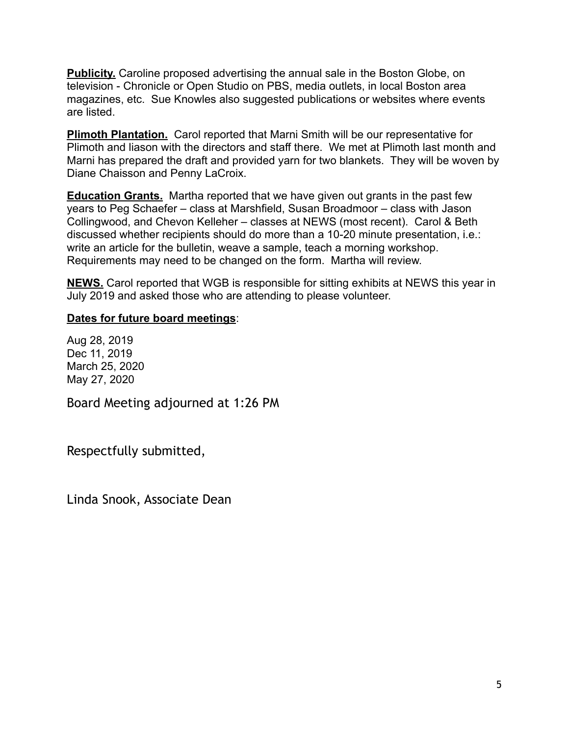**Publicity.** Caroline proposed advertising the annual sale in the Boston Globe, on television - Chronicle or Open Studio on PBS, media outlets, in local Boston area magazines, etc. Sue Knowles also suggested publications or websites where events are listed.

**Plimoth Plantation.** Carol reported that Marni Smith will be our representative for Plimoth and liason with the directors and staff there. We met at Plimoth last month and Marni has prepared the draft and provided yarn for two blankets. They will be woven by Diane Chaisson and Penny LaCroix.

**Education Grants.** Martha reported that we have given out grants in the past few years to Peg Schaefer – class at Marshfield, Susan Broadmoor – class with Jason Collingwood, and Chevon Kelleher – classes at NEWS (most recent). Carol & Beth discussed whether recipients should do more than a 10-20 minute presentation, i.e.: write an article for the bulletin, weave a sample, teach a morning workshop. Requirements may need to be changed on the form. Martha will review.

**NEWS.** Carol reported that WGB is responsible for sitting exhibits at NEWS this year in July 2019 and asked those who are attending to please volunteer.

**Dates for future board meetings**:

Aug 28, 2019
Dec 11, 2019
March 25, 2020
May 27, 2020

Board Meeting adjourned at 1:26 PM

Respectfully submitted,

Linda Snook, Associate Dean